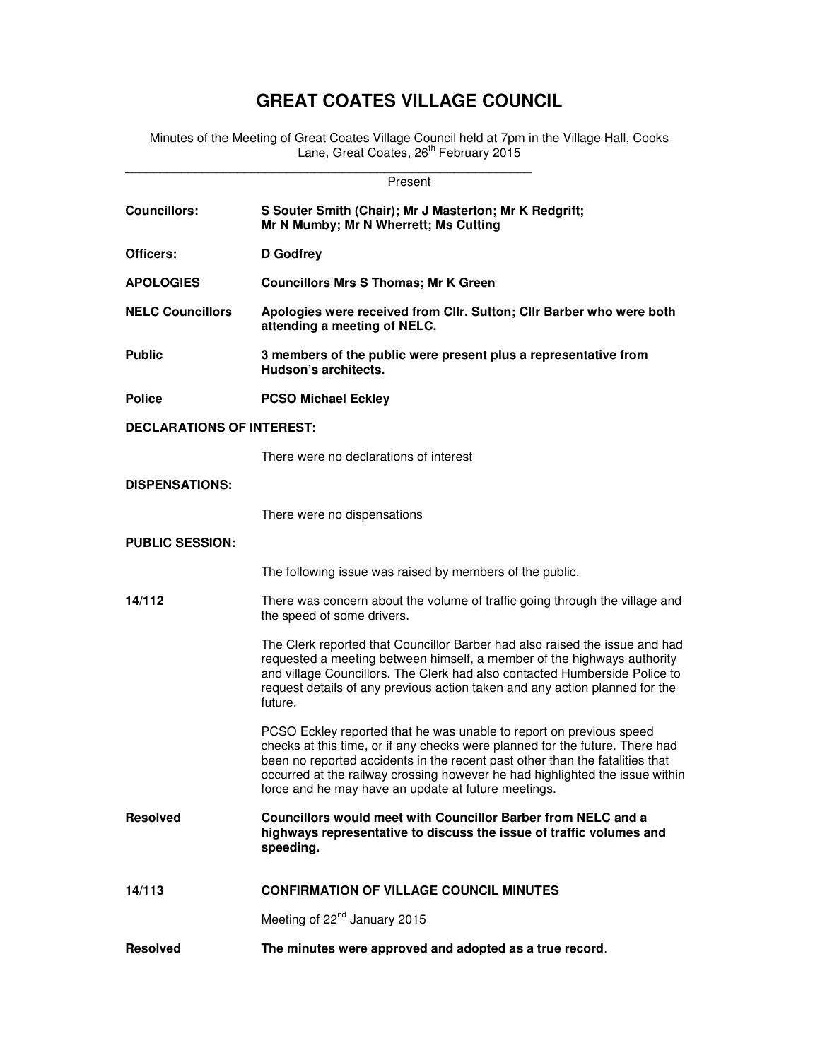# GREAT COATES VILLAGE COUNCIL

Minutes of the Meeting of Great Coates Village Council held at 7pm in the Village Hall, Cooks Lane, Great Coates, 26th February 2015

---

Present

**Councillors:** **S Souter Smith (Chair); Mr J Masterton; Mr K Redgrift; Mr N Mumby; Mr N Wherrett; Ms Cutting**

**Officers:** **D Godfrey**

**APOLOGIES** **Councillors Mrs S Thomas; Mr K Green**

**NELC Councillors** **Apologies were received from Cllr. Sutton; Cllr Barber who were both attending a meeting of NELC.**

**Public** **3 members of the public were present plus a representative from Hudson's architects.**

**Police** **PCSO Michael Eckley**

**DECLARATIONS OF INTEREST:**

There were no declarations of interest

**DISPENSATIONS:**

There were no dispensations

**PUBLIC SESSION:**

The following issue was raised by members of the public.

**14/112** There was concern about the volume of traffic going through the village and the speed of some drivers.

The Clerk reported that Councillor Barber had also raised the issue and had requested a meeting between himself, a member of the highways authority and village Councillors. The Clerk had also contacted Humberside Police to request details of any previous action taken and any action planned for the future.

PCSO Eckley reported that he was unable to report on previous speed checks at this time, or if any checks were planned for the future. There had been no reported accidents in the recent past other than the fatalities that occurred at the railway crossing however he had highlighted the issue within force and he may have an update at future meetings.

**Resolved** **Councillors would meet with Councillor Barber from NELC and a highways representative to discuss the issue of traffic volumes and speeding.**

**14/113** **CONFIRMATION OF VILLAGE COUNCIL MINUTES**

Meeting of 22nd January 2015

**Resolved** **The minutes were approved and adopted as a true record**.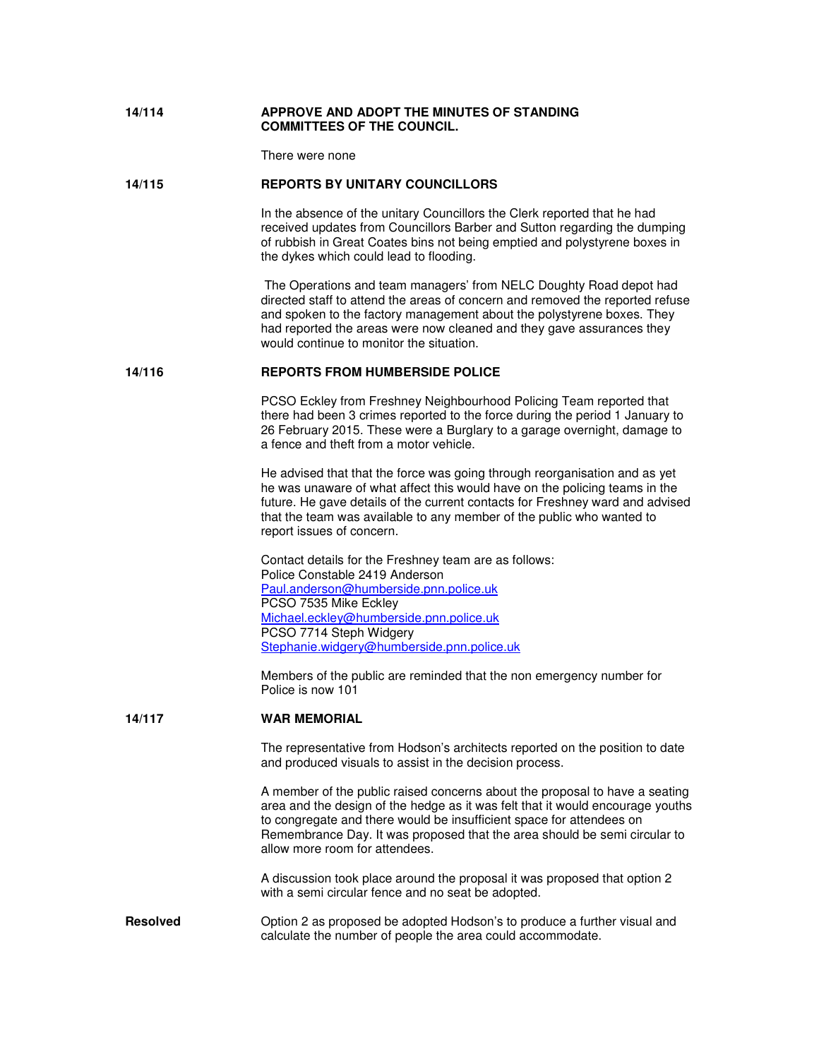**14/114** **APPROVE AND ADOPT THE MINUTES OF STANDING COMMITTEES OF THE COUNCIL.**

There were none

**14/115** **REPORTS BY UNITARY COUNCILLORS**

In the absence of the unitary Councillors the Clerk reported that he had received updates from Councillors Barber and Sutton regarding the dumping of rubbish in Great Coates bins not being emptied and polystyrene boxes in the dykes which could lead to flooding.

The Operations and team managers' from NELC Doughty Road depot had directed staff to attend the areas of concern and removed the reported refuse and spoken to the factory management about the polystyrene boxes. They had reported the areas were now cleaned and they gave assurances they would continue to monitor the situation.

**14/116** **REPORTS FROM HUMBERSIDE POLICE**

PCSO Eckley from Freshney Neighbourhood Policing Team reported that there had been 3 crimes reported to the force during the period 1 January to 26 February 2015. These were a Burglary to a garage overnight, damage to a fence and theft from a motor vehicle.

He advised that that the force was going through reorganisation and as yet he was unaware of what affect this would have on the policing teams in the future. He gave details of the current contacts for Freshney ward and advised that the team was available to any member of the public who wanted to report issues of concern.

Contact details for the Freshney team are as follows:
Police Constable 2419 Anderson
Paul.anderson@humberside.pnn.police.uk
PCSO 7535 Mike Eckley
Michael.eckley@humberside.pnn.police.uk
PCSO 7714 Steph Widgery
Stephanie.widgery@humberside.pnn.police.uk

Members of the public are reminded that the non emergency number for Police is now 101

**14/117** **WAR MEMORIAL**

The representative from Hodson's architects reported on the position to date and produced visuals to assist in the decision process.

A member of the public raised concerns about the proposal to have a seating area and the design of the hedge as it was felt that it would encourage youths to congregate and there would be insufficient space for attendees on Remembrance Day. It was proposed that the area should be semi circular to allow more room for attendees.

A discussion took place around the proposal it was proposed that option 2 with a semi circular fence and no seat be adopted.

**Resolved** Option 2 as proposed be adopted Hodson's to produce a further visual and calculate the number of people the area could accommodate.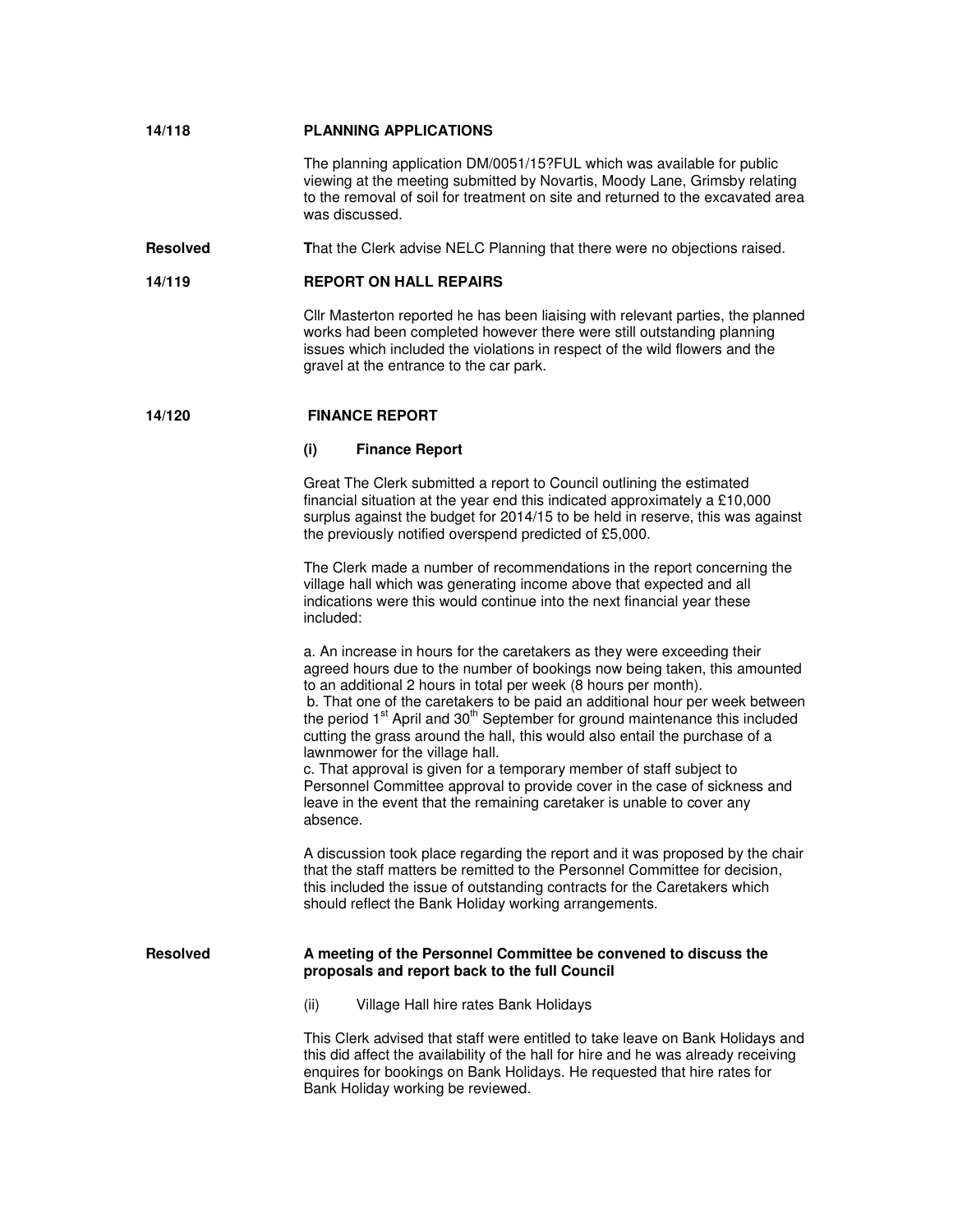**14/118 PLANNING APPLICATIONS**

The planning application DM/0051/15?FUL which was available for public viewing at the meeting submitted by Novartis, Moody Lane, Grimsby relating to the removal of soil for treatment on site and returned to the excavated area was discussed.

**Resolved** **T**hat the Clerk advise NELC Planning that there were no objections raised.

**14/119 REPORT ON HALL REPAIRS**

Cllr Masterton reported he has been liaising with relevant parties, the planned works had been completed however there were still outstanding planning issues which included the violations in respect of the wild flowers and the gravel at the entrance to the car park.

**14/120 FINANCE REPORT**

**(i) Finance Report**

Great The Clerk submitted a report to Council outlining the estimated financial situation at the year end this indicated approximately a £10,000 surplus against the budget for 2014/15 to be held in reserve, this was against the previously notified overspend predicted of £5,000.

The Clerk made a number of recommendations in the report concerning the village hall which was generating income above that expected and all indications were this would continue into the next financial year these included:

a. An increase in hours for the caretakers as they were exceeding their agreed hours due to the number of bookings now being taken, this amounted to an additional 2 hours in total per week (8 hours per month).
b. That one of the caretakers to be paid an additional hour per week between the period 1st April and 30th September for ground maintenance this included cutting the grass around the hall, this would also entail the purchase of a lawnmower for the village hall.
c. That approval is given for a temporary member of staff subject to Personnel Committee approval to provide cover in the case of sickness and leave in the event that the remaining caretaker is unable to cover any absence.

A discussion took place regarding the report and it was proposed by the chair that the staff matters be remitted to the Personnel Committee for decision, this included the issue of outstanding contracts for the Caretakers which should reflect the Bank Holiday working arrangements.

**Resolved** **A meeting of the Personnel Committee be convened to discuss the proposals and report back to the full Council**

(ii) Village Hall hire rates Bank Holidays

This Clerk advised that staff were entitled to take leave on Bank Holidays and this did affect the availability of the hall for hire and he was already receiving enquires for bookings on Bank Holidays. He requested that hire rates for Bank Holiday working be reviewed.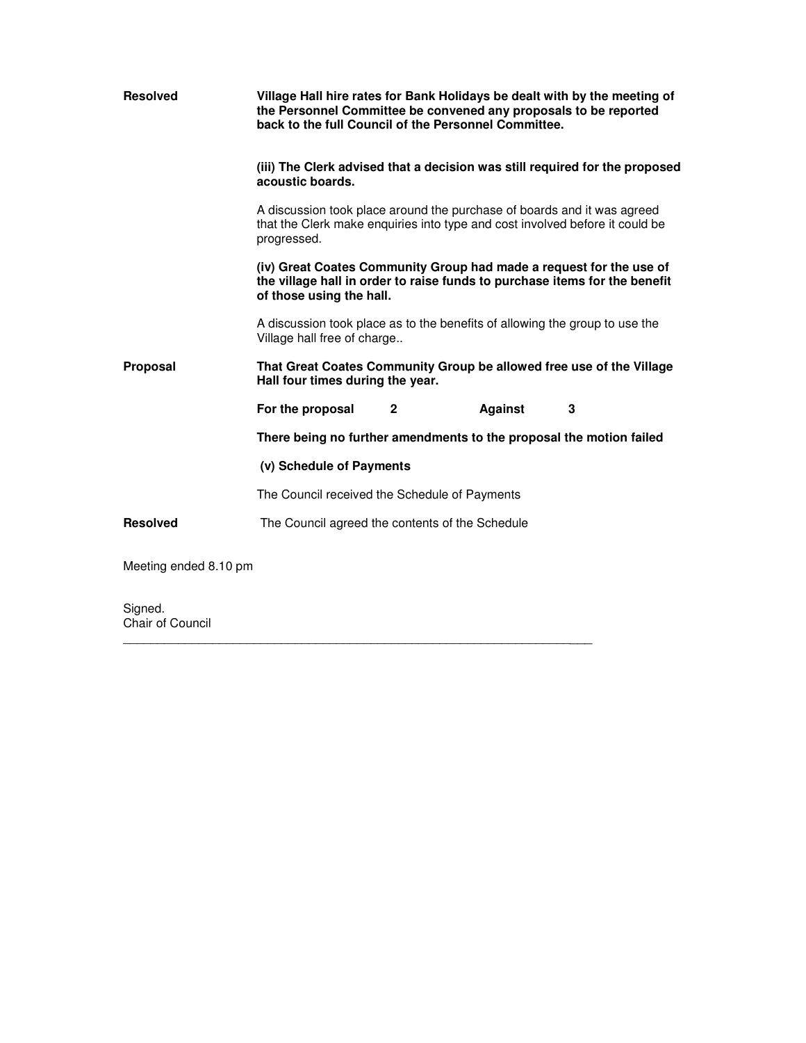**Resolved** **Village Hall hire rates for Bank Holidays be dealt with by the meeting of the Personnel Committee be convened any proposals to be reported back to the full Council of the Personnel Committee.**

**(iii) The Clerk advised that a decision was still required for the proposed acoustic boards.**

A discussion took place around the purchase of boards and it was agreed that the Clerk make enquiries into type and cost involved before it could be progressed.

**(iv) Great Coates Community Group had made a request for the use of the village hall in order to raise funds to purchase items for the benefit of those using the hall.**

A discussion took place as to the benefits of allowing the group to use the Village hall free of charge..

**Proposal** **That Great Coates Community Group be allowed free use of the Village Hall four times during the year.**

**For the proposal 2 Against 3**

**There being no further amendments to the proposal the motion failed**

**(v) Schedule of Payments**

The Council received the Schedule of Payments

**Resolved** The Council agreed the contents of the Schedule

Meeting ended 8.10 pm

Signed.
Chair of Council

_______________________________________________________________________